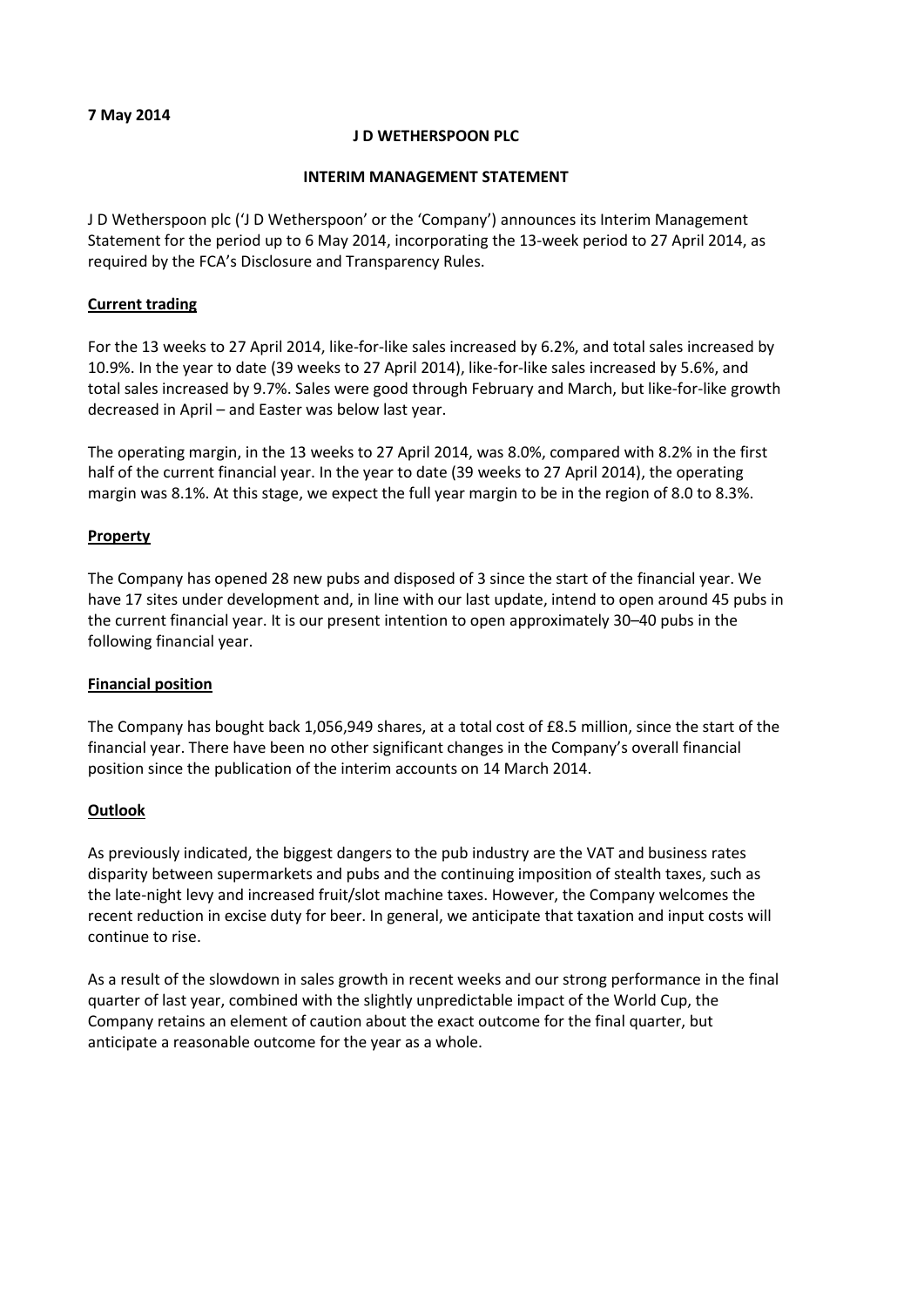**7 May 2014**

**J D WETHERSPOON PLC**

**INTERIM MANAGEMENT STATEMENT**

J D Wetherspoon plc ('J D Wetherspoon' or the 'Company') announces its Interim Management Statement for the period up to 6 May 2014, incorporating the 13-week period to 27 April 2014, as required by the FCA's Disclosure and Transparency Rules.

## Current trading

For the 13 weeks to 27 April 2014, like-for-like sales increased by 6.2%, and total sales increased by 10.9%. In the year to date (39 weeks to 27 April 2014), like-for-like sales increased by 5.6%, and total sales increased by 9.7%. Sales were good through February and March, but like-for-like growth decreased in April – and Easter was below last year.

The operating margin, in the 13 weeks to 27 April 2014, was 8.0%, compared with 8.2% in the first half of the current financial year. In the year to date (39 weeks to 27 April 2014), the operating margin was 8.1%. At this stage, we expect the full year margin to be in the region of 8.0 to 8.3%.

## Property

The Company has opened 28 new pubs and disposed of 3 since the start of the financial year. We have 17 sites under development and, in line with our last update, intend to open around 45 pubs in the current financial year. It is our present intention to open approximately 30–40 pubs in the following financial year.

## Financial position

The Company has bought back 1,056,949 shares, at a total cost of £8.5 million, since the start of the financial year. There have been no other significant changes in the Company's overall financial position since the publication of the interim accounts on 14 March 2014.

## Outlook

As previously indicated, the biggest dangers to the pub industry are the VAT and business rates disparity between supermarkets and pubs and the continuing imposition of stealth taxes, such as the late-night levy and increased fruit/slot machine taxes. However, the Company welcomes the recent reduction in excise duty for beer. In general, we anticipate that taxation and input costs will continue to rise.

As a result of the slowdown in sales growth in recent weeks and our strong performance in the final quarter of last year, combined with the slightly unpredictable impact of the World Cup, the Company retains an element of caution about the exact outcome for the final quarter, but anticipate a reasonable outcome for the year as a whole.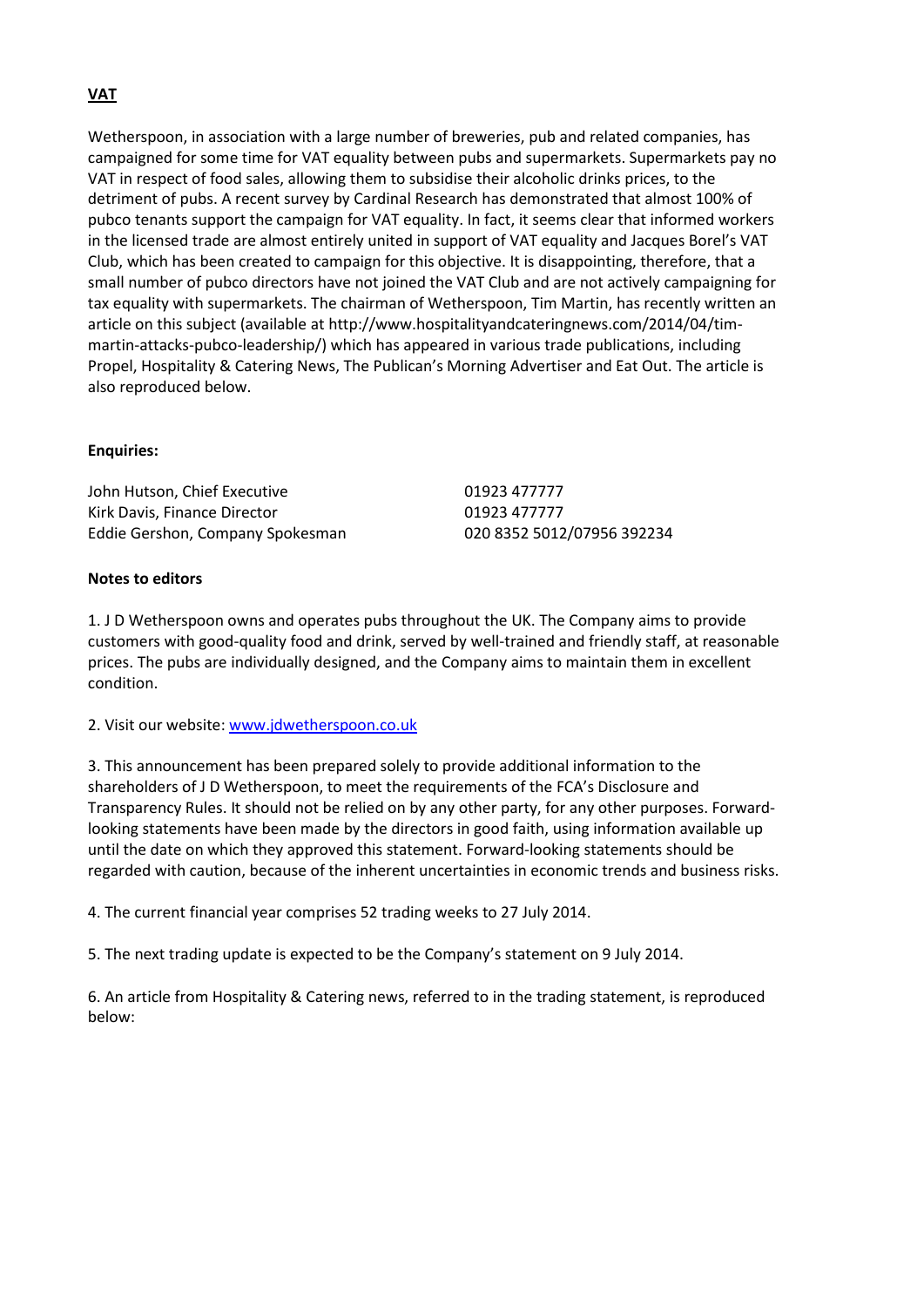## VAT

Wetherspoon, in association with a large number of breweries, pub and related companies, has campaigned for some time for VAT equality between pubs and supermarkets. Supermarkets pay no VAT in respect of food sales, allowing them to subsidise their alcoholic drinks prices, to the detriment of pubs. A recent survey by Cardinal Research has demonstrated that almost 100% of pubco tenants support the campaign for VAT equality. In fact, it seems clear that informed workers in the licensed trade are almost entirely united in support of VAT equality and Jacques Borel's VAT Club, which has been created to campaign for this objective. It is disappointing, therefore, that a small number of pubco directors have not joined the VAT Club and are not actively campaigning for tax equality with supermarkets. The chairman of Wetherspoon, Tim Martin, has recently written an article on this subject (available at http://www.hospitalityandcateringnews.com/2014/04/tim-martin-attacks-pubco-leadership/) which has appeared in various trade publications, including Propel, Hospitality & Catering News, The Publican's Morning Advertiser and Eat Out. The article is also reproduced below.

**Enquiries:**

| | |
|---|---|
| John Hutson, Chief Executive | 01923 477777 |
| Kirk Davis, Finance Director | 01923 477777 |
| Eddie Gershon, Company Spokesman | 020 8352 5012/07956 392234 |

**Notes to editors**

1. J D Wetherspoon owns and operates pubs throughout the UK. The Company aims to provide customers with good-quality food and drink, served by well-trained and friendly staff, at reasonable prices. The pubs are individually designed, and the Company aims to maintain them in excellent condition.

2. Visit our website: www.jdwetherspoon.co.uk

3. This announcement has been prepared solely to provide additional information to the shareholders of J D Wetherspoon, to meet the requirements of the FCA's Disclosure and Transparency Rules. It should not be relied on by any other party, for any other purposes. Forward-looking statements have been made by the directors in good faith, using information available up until the date on which they approved this statement. Forward-looking statements should be regarded with caution, because of the inherent uncertainties in economic trends and business risks.

4. The current financial year comprises 52 trading weeks to 27 July 2014.

5. The next trading update is expected to be the Company's statement on 9 July 2014.

6. An article from Hospitality & Catering news, referred to in the trading statement, is reproduced below: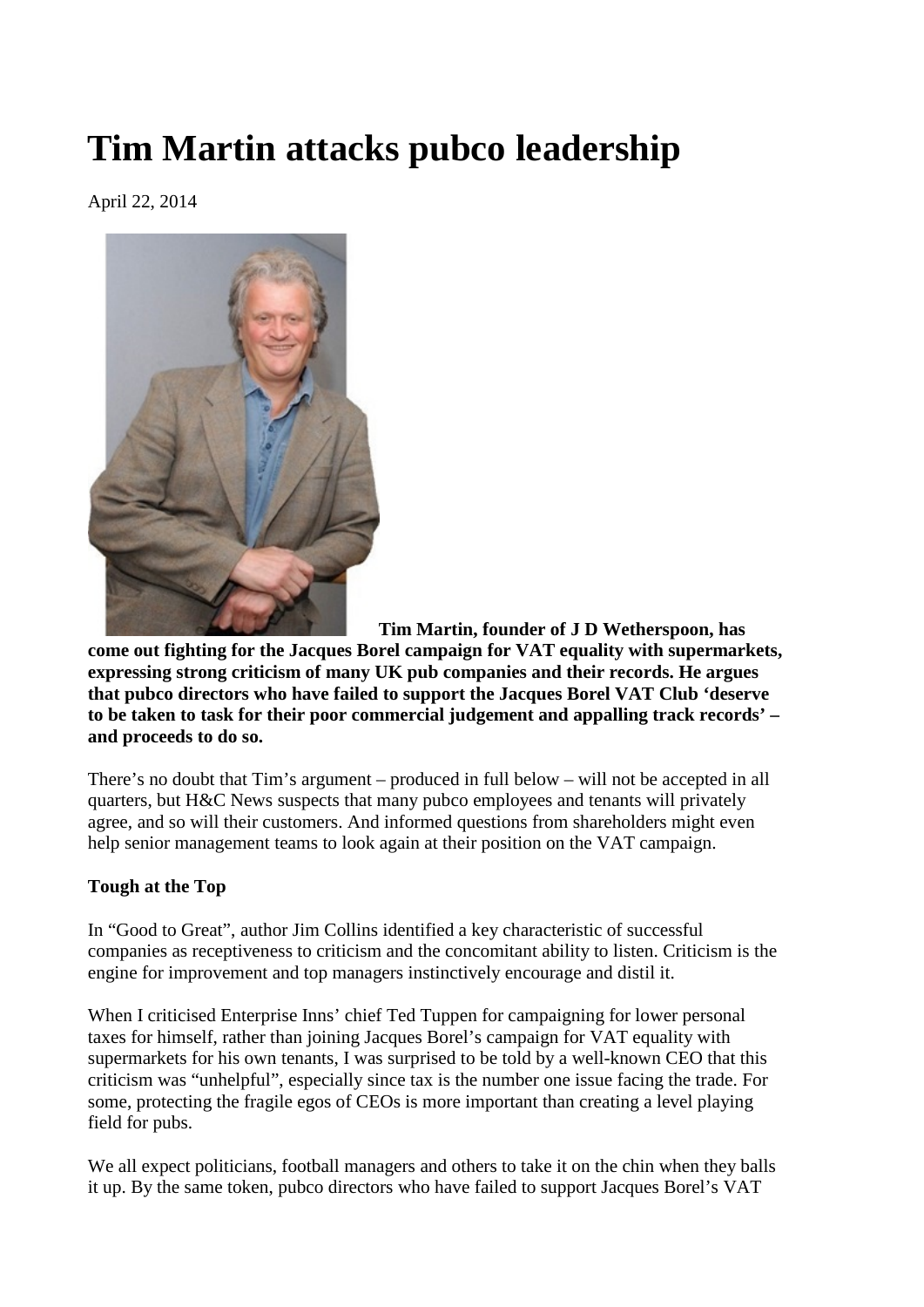# Tim Martin attacks pubco leadership

April 22, 2014

**Tim Martin, founder of J D Wetherspoon, has come out fighting for the Jacques Borel campaign for VAT equality with supermarkets, expressing strong criticism of many UK pub companies and their records. He argues that pubco directors who have failed to support the Jacques Borel VAT Club 'deserve to be taken to task for their poor commercial judgement and appalling track records' – and proceeds to do so.**

There's no doubt that Tim's argument – produced in full below – will not be accepted in all quarters, but H&C News suspects that many pubco employees and tenants will privately agree, and so will their customers. And informed questions from shareholders might even help senior management teams to look again at their position on the VAT campaign.

**Tough at the Top**

In "Good to Great", author Jim Collins identified a key characteristic of successful companies as receptiveness to criticism and the concomitant ability to listen. Criticism is the engine for improvement and top managers instinctively encourage and distil it.

When I criticised Enterprise Inns' chief Ted Tuppen for campaigning for lower personal taxes for himself, rather than joining Jacques Borel's campaign for VAT equality with supermarkets for his own tenants, I was surprised to be told by a well-known CEO that this criticism was "unhelpful", especially since tax is the number one issue facing the trade. For some, protecting the fragile egos of CEOs is more important than creating a level playing field for pubs.

We all expect politicians, football managers and others to take it on the chin when they balls it up. By the same token, pubco directors who have failed to support Jacques Borel's VAT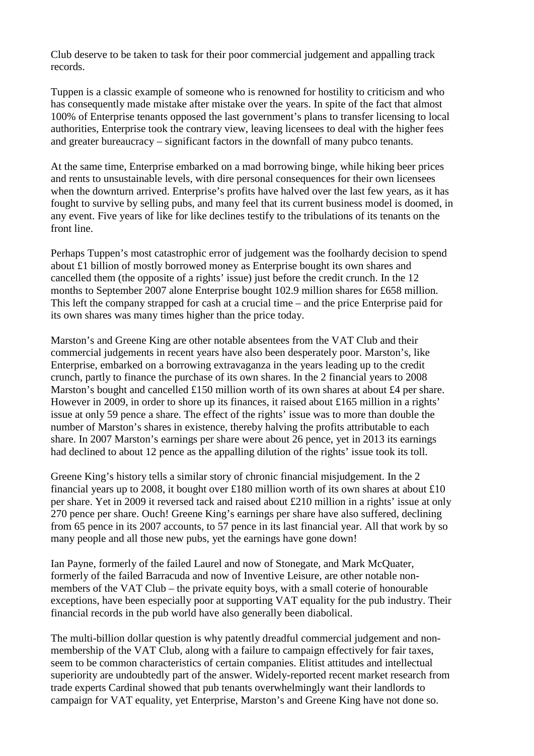Club deserve to be taken to task for their poor commercial judgement and appalling track records.

Tuppen is a classic example of someone who is renowned for hostility to criticism and who has consequently made mistake after mistake over the years. In spite of the fact that almost 100% of Enterprise tenants opposed the last government's plans to transfer licensing to local authorities, Enterprise took the contrary view, leaving licensees to deal with the higher fees and greater bureaucracy – significant factors in the downfall of many pubco tenants.

At the same time, Enterprise embarked on a mad borrowing binge, while hiking beer prices and rents to unsustainable levels, with dire personal consequences for their own licensees when the downturn arrived. Enterprise's profits have halved over the last few years, as it has fought to survive by selling pubs, and many feel that its current business model is doomed, in any event. Five years of like for like declines testify to the tribulations of its tenants on the front line.

Perhaps Tuppen's most catastrophic error of judgement was the foolhardy decision to spend about £1 billion of mostly borrowed money as Enterprise bought its own shares and cancelled them (the opposite of a rights' issue) just before the credit crunch. In the 12 months to September 2007 alone Enterprise bought 102.9 million shares for £658 million. This left the company strapped for cash at a crucial time – and the price Enterprise paid for its own shares was many times higher than the price today.

Marston's and Greene King are other notable absentees from the VAT Club and their commercial judgements in recent years have also been desperately poor. Marston's, like Enterprise, embarked on a borrowing extravaganza in the years leading up to the credit crunch, partly to finance the purchase of its own shares. In the 2 financial years to 2008 Marston's bought and cancelled £150 million worth of its own shares at about £4 per share. However in 2009, in order to shore up its finances, it raised about £165 million in a rights' issue at only 59 pence a share. The effect of the rights' issue was to more than double the number of Marston's shares in existence, thereby halving the profits attributable to each share. In 2007 Marston's earnings per share were about 26 pence, yet in 2013 its earnings had declined to about 12 pence as the appalling dilution of the rights' issue took its toll.

Greene King's history tells a similar story of chronic financial misjudgement. In the 2 financial years up to 2008, it bought over £180 million worth of its own shares at about £10 per share. Yet in 2009 it reversed tack and raised about £210 million in a rights' issue at only 270 pence per share. Ouch! Greene King's earnings per share have also suffered, declining from 65 pence in its 2007 accounts, to 57 pence in its last financial year. All that work by so many people and all those new pubs, yet the earnings have gone down!

Ian Payne, formerly of the failed Laurel and now of Stonegate, and Mark McQuater, formerly of the failed Barracuda and now of Inventive Leisure, are other notable non-members of the VAT Club – the private equity boys, with a small coterie of honourable exceptions, have been especially poor at supporting VAT equality for the pub industry. Their financial records in the pub world have also generally been diabolical.

The multi-billion dollar question is why patently dreadful commercial judgement and non-membership of the VAT Club, along with a failure to campaign effectively for fair taxes, seem to be common characteristics of certain companies. Elitist attitudes and intellectual superiority are undoubtedly part of the answer. Widely-reported recent market research from trade experts Cardinal showed that pub tenants overwhelmingly want their landlords to campaign for VAT equality, yet Enterprise, Marston's and Greene King have not done so.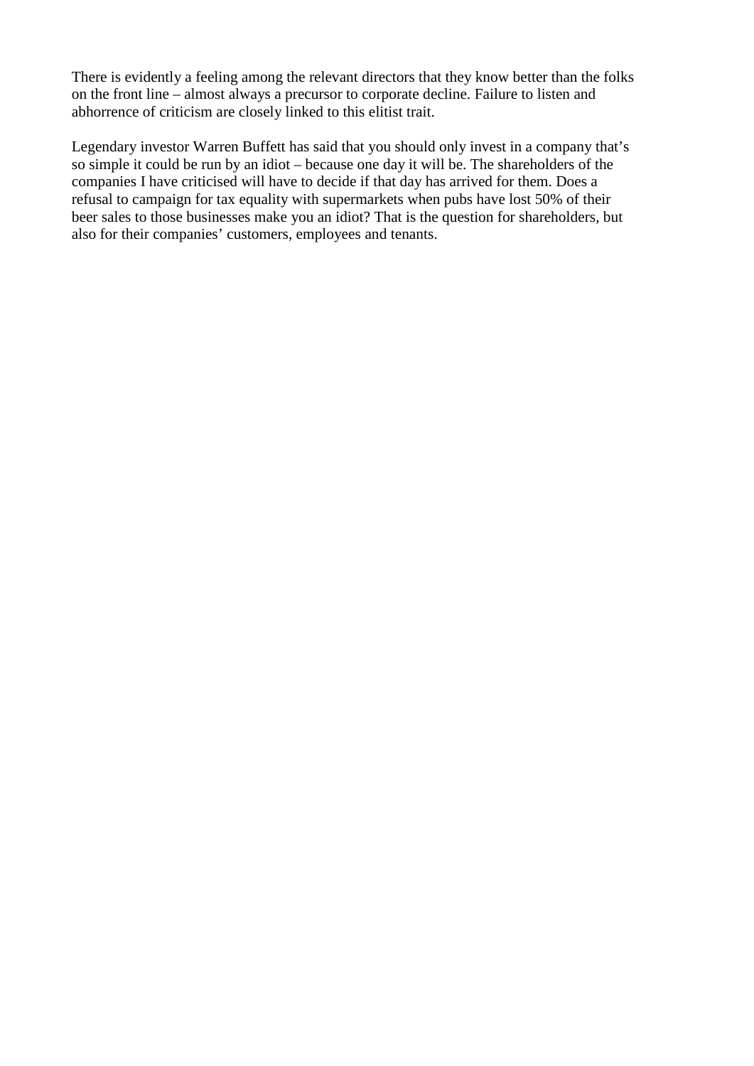There is evidently a feeling among the relevant directors that they know better than the folks on the front line – almost always a precursor to corporate decline. Failure to listen and abhorrence of criticism are closely linked to this elitist trait.

Legendary investor Warren Buffett has said that you should only invest in a company that's so simple it could be run by an idiot – because one day it will be. The shareholders of the companies I have criticised will have to decide if that day has arrived for them. Does a refusal to campaign for tax equality with supermarkets when pubs have lost 50% of their beer sales to those businesses make you an idiot? That is the question for shareholders, but also for their companies' customers, employees and tenants.